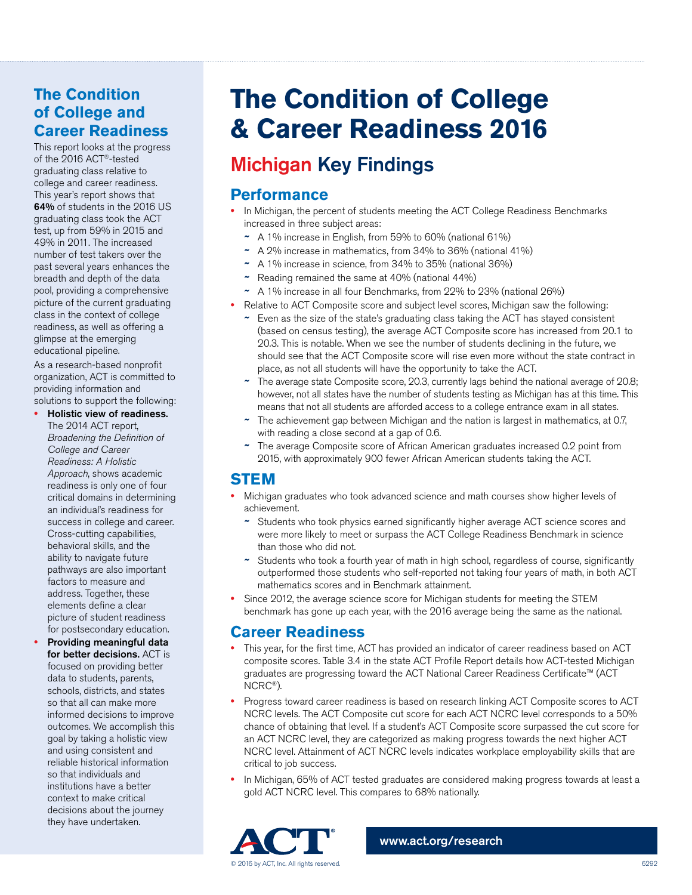# The Condition of College & Career Readiness 2016

## Michigan Key Findings

### Performance

- In Michigan, the percent of students meeting the ACT College Readiness Benchmarks increased in three subject areas:
  - A 1% increase in English, from 59% to 60% (national 61%)
  - A 2% increase in mathematics, from 34% to 36% (national 41%)
  - A 1% increase in science, from 34% to 35% (national 36%)
  - Reading remained the same at 40% (national 44%)
  - A 1% increase in all four Benchmarks, from 22% to 23% (national 26%)
- Relative to ACT Composite score and subject level scores, Michigan saw the following:
  - Even as the size of the state's graduating class taking the ACT has stayed consistent (based on census testing), the average ACT Composite score has increased from 20.1 to 20.3. This is notable. When we see the number of students declining in the future, we should see that the ACT Composite score will rise even more without the state contract in place, as not all students will have the opportunity to take the ACT.
  - The average state Composite score, 20.3, currently lags behind the national average of 20.8; however, not all states have the number of students testing as Michigan has at this time. This means that not all students are afforded access to a college entrance exam in all states.
  - The achievement gap between Michigan and the nation is largest in mathematics, at 0.7, with reading a close second at a gap of 0.6.
  - The average Composite score of African American graduates increased 0.2 point from 2015, with approximately 900 fewer African American students taking the ACT.

### STEM

- Michigan graduates who took advanced science and math courses show higher levels of achievement.
  - Students who took physics earned significantly higher average ACT science scores and were more likely to meet or surpass the ACT College Readiness Benchmark in science than those who did not.
  - Students who took a fourth year of math in high school, regardless of course, significantly outperformed those students who self-reported not taking four years of math, in both ACT mathematics scores and in Benchmark attainment.
- Since 2012, the average science score for Michigan students for meeting the STEM benchmark has gone up each year, with the 2016 average being the same as the national.

### Career Readiness

- This year, for the first time, ACT has provided an indicator of career readiness based on ACT composite scores. Table 3.4 in the state ACT Profile Report details how ACT-tested Michigan graduates are progressing toward the ACT National Career Readiness Certificate™ (ACT NCRC®).
- Progress toward career readiness is based on research linking ACT Composite scores to ACT NCRC levels. The ACT Composite cut score for each ACT NCRC level corresponds to a 50% chance of obtaining that level. If a student's ACT Composite score surpassed the cut score for an ACT NCRC level, they are categorized as making progress towards the next higher ACT NCRC level. Attainment of ACT NCRC levels indicates workplace employability skills that are critical to job success.
- In Michigan, 65% of ACT tested graduates are considered making progress towards at least a gold ACT NCRC level. This compares to 68% nationally.

## The Condition of College and Career Readiness

This report looks at the progress of the 2016 ACT®-tested graduating class relative to college and career readiness. This year's report shows that **64%** of students in the 2016 US graduating class took the ACT test, up from 59% in 2015 and 49% in 2011. The increased number of test takers over the past several years enhances the breadth and depth of the data pool, providing a comprehensive picture of the current graduating class in the context of college readiness, as well as offering a glimpse at the emerging educational pipeline.

As a research-based nonprofit organization, ACT is committed to providing information and solutions to support the following:

- **Holistic view of readiness.** The 2014 ACT report, *Broadening the Definition of College and Career Readiness: A Holistic Approach*, shows academic readiness is only one of four critical domains in determining an individual's readiness for success in college and career. Cross-cutting capabilities, behavioral skills, and the ability to navigate future pathways are also important factors to measure and address. Together, these elements define a clear picture of student readiness for postsecondary education.
- **Providing meaningful data for better decisions.** ACT is focused on providing better data to students, parents, schools, districts, and states so that all can make more informed decisions to improve outcomes. We accomplish this goal by taking a holistic view and using consistent and reliable historical information so that individuals and institutions have a better context to make critical decisions about the journey they have undertaken.

www.act.org/research

© 2016 by ACT, Inc. All rights reserved.

6292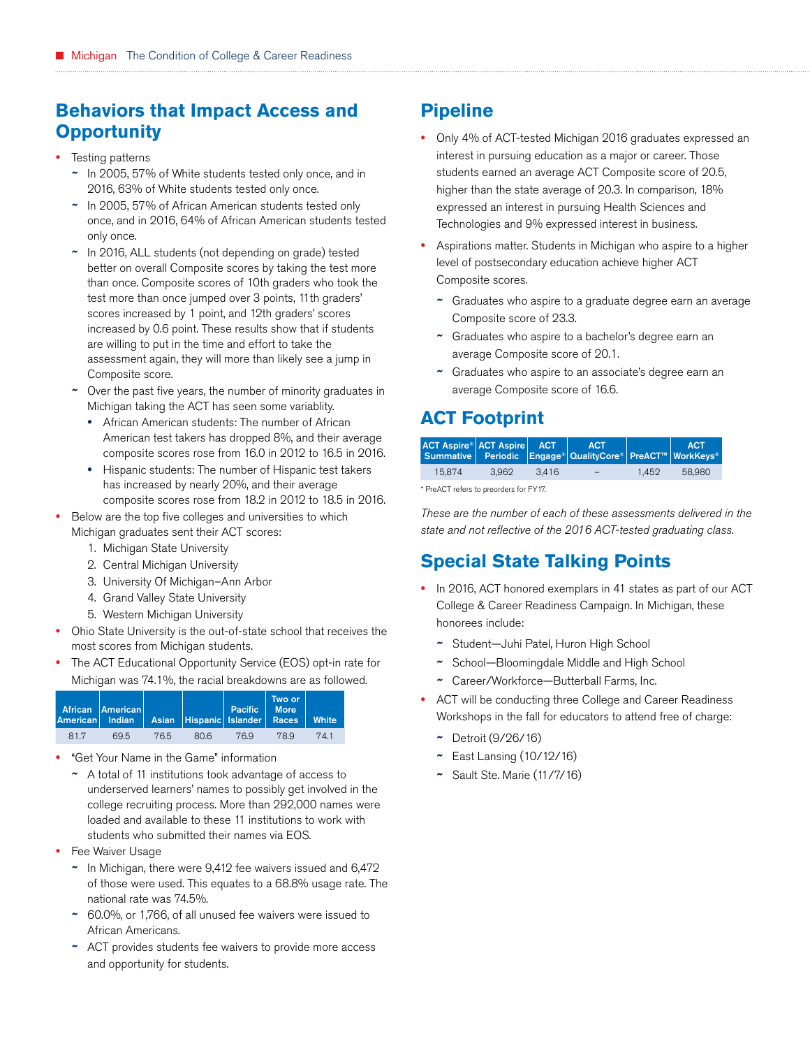## Behaviors that Impact Access and Opportunity

- Testing patterns
  - In 2005, 57% of White students tested only once, and in 2016, 63% of White students tested only once.
  - In 2005, 57% of African American students tested only once, and in 2016, 64% of African American students tested only once.
  - In 2016, ALL students (not depending on grade) tested better on overall Composite scores by taking the test more than once. Composite scores of 10th graders who took the test more than once jumped over 3 points, 11th graders' scores increased by 1 point, and 12th graders' scores increased by 0.6 point. These results show that if students are willing to put in the time and effort to take the assessment again, they will more than likely see a jump in Composite score.
  - Over the past five years, the number of minority graduates in Michigan taking the ACT has seen some variablity.
    - African American students: The number of African American test takers has dropped 8%, and their average composite scores rose from 16.0 in 2012 to 16.5 in 2016.
    - Hispanic students: The number of Hispanic test takers has increased by nearly 20%, and their average composite scores rose from 18.2 in 2012 to 18.5 in 2016.
- Below are the top five colleges and universities to which Michigan graduates sent their ACT scores:
  1. Michigan State University
  2. Central Michigan University
  3. University Of Michigan–Ann Arbor
  4. Grand Valley State University
  5. Western Michigan University
- Ohio State University is the out-of-state school that receives the most scores from Michigan students.
- The ACT Educational Opportunity Service (EOS) opt-in rate for Michigan was 74.1%, the racial breakdowns are as followed.

| African American | American Indian | Asian | Hispanic | Pacific Islander | Two or More Races | White |
|---|---|---|---|---|---|---|
| 81.7 | 69.5 | 76.5 | 80.6 | 76.9 | 78.9 | 74.1 |

- "Get Your Name in the Game" information
  - A total of 11 institutions took advantage of access to underserved learners' names to possibly get involved in the college recruiting process. More than 292,000 names were loaded and available to these 11 institutions to work with students who submitted their names via EOS.
- Fee Waiver Usage
  - In Michigan, there were 9,412 fee waivers issued and 6,472 of those were used. This equates to a 68.8% usage rate. The national rate was 74.5%.
  - 60.0%, or 1,766, of all unused fee waivers were issued to African Americans.
  - ACT provides students fee waivers to provide more access and opportunity for students.

## Pipeline

- Only 4% of ACT-tested Michigan 2016 graduates expressed an interest in pursuing education as a major or career. Those students earned an average ACT Composite score of 20.5, higher than the state average of 20.3. In comparison, 18% expressed an interest in pursuing Health Sciences and Technologies and 9% expressed interest in business.
- Aspirations matter. Students in Michigan who aspire to a higher level of postsecondary education achieve higher ACT Composite scores.
  - Graduates who aspire to a graduate degree earn an average Composite score of 23.3.
  - Graduates who aspire to a bachelor's degree earn an average Composite score of 20.1.
  - Graduates who aspire to an associate's degree earn an average Composite score of 16.6.

## ACT Footprint

| ACT Aspire® Summative | ACT Aspire Periodic | ACT Engage® | ACT QualityCore® | PreACT™ | ACT WorkKeys® |
|---|---|---|---|---|---|
| 15,874 | 3,962 | 3,416 | – | 1,452 | 58,980 |

\* PreACT refers to preorders for FY17.

*These are the number of each of these assessments delivered in the state and not reflective of the 2016 ACT-tested graduating class.*

## Special State Talking Points

- In 2016, ACT honored exemplars in 41 states as part of our ACT College & Career Readiness Campaign. In Michigan, these honorees include:
  - Student—Juhi Patel, Huron High School
  - School—Bloomingdale Middle and High School
  - Career/Workforce—Butterball Farms, Inc.
- ACT will be conducting three College and Career Readiness Workshops in the fall for educators to attend free of charge:
  - Detroit (9/26/16)
  - East Lansing (10/12/16)
  - Sault Ste. Marie (11/7/16)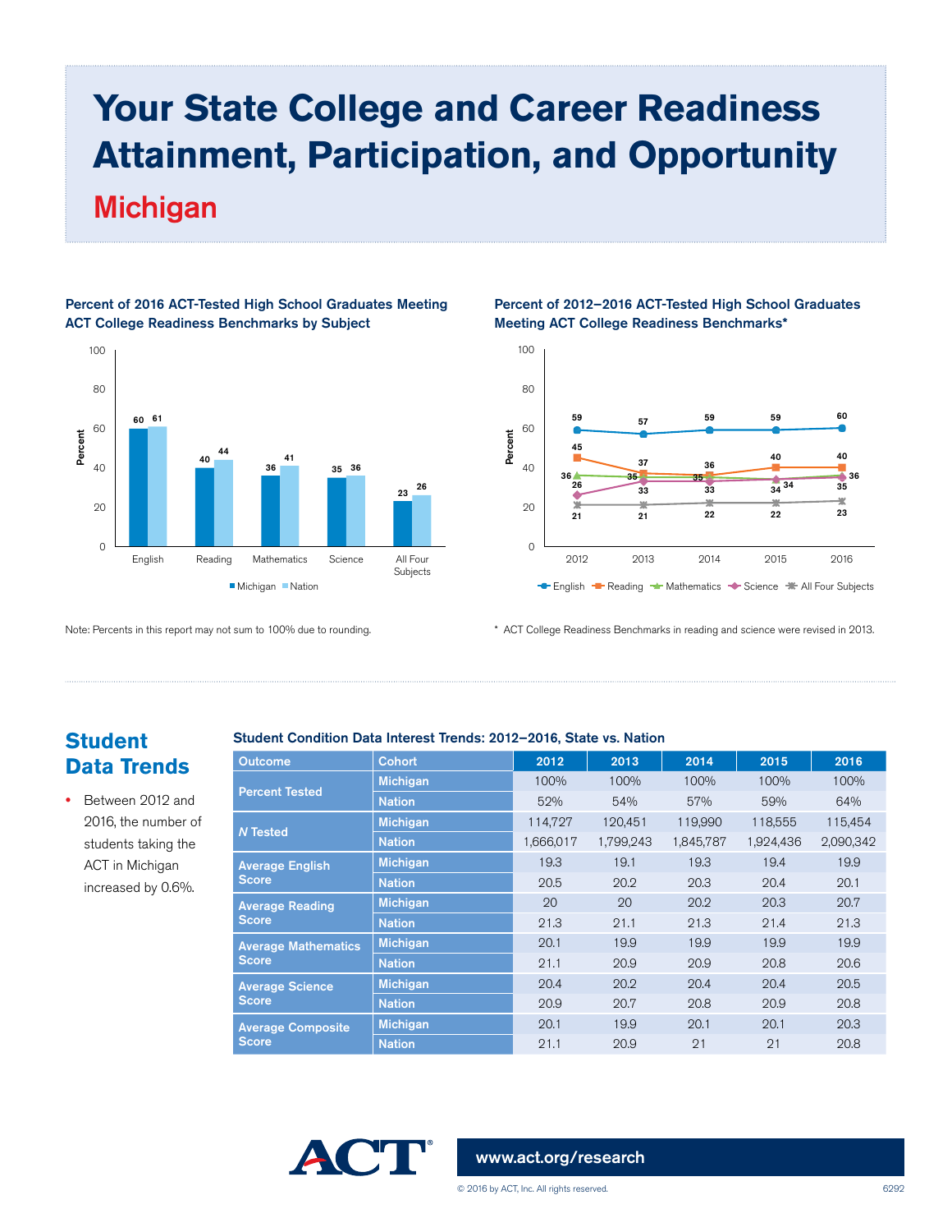# Your State College and Career Readiness Attainment, Participation, and Opportunity

## Michigan

### Percent of 2016 ACT-Tested High School Graduates Meeting ACT College Readiness Benchmarks by Subject

| Subject | Michigan | Nation |
|---|---|---|
| English | 60 | 61 |
| Reading | 40 | 44 |
| Mathematics | 36 | 41 |
| Science | 35 | 36 |
| All Four Subjects | 23 | 26 |

Note: Percents in this report may not sum to 100% due to rounding.

### Percent of 2012–2016 ACT-Tested High School Graduates Meeting ACT College Readiness Benchmarks*

| Subject | 2012 | 2013 | 2014 | 2015 | 2016 |
|---|---|---|---|---|---|
| English | 59 | 57 | 59 | 59 | 60 |
| Reading | 45 | 37 | 36 | 40 | 40 |
| Mathematics | 36 | 35 | 35 | 34 | 36 |
| Science | 26 | 33 | 33 | 34 | 35 |
| All Four Subjects | 21 | 21 | 22 | 22 | 23 |

* ACT College Readiness Benchmarks in reading and science were revised in 2013.

## Student Data Trends

- Between 2012 and 2016, the number of students taking the ACT in Michigan increased by 0.6%.

### Student Condition Data Interest Trends: 2012–2016, State vs. Nation

| Outcome | Cohort | 2012 | 2013 | 2014 | 2015 | 2016 |
|---|---|---|---|---|---|---|
| Percent Tested | Michigan | 100% | 100% | 100% | 100% | 100% |
| | Nation | 52% | 54% | 57% | 59% | 64% |
| *N* Tested | Michigan | 114,727 | 120,451 | 119,990 | 118,555 | 115,454 |
| | Nation | 1,666,017 | 1,799,243 | 1,845,787 | 1,924,436 | 2,090,342 |
| Average English Score | Michigan | 19.3 | 19.1 | 19.3 | 19.4 | 19.9 |
| | Nation | 20.5 | 20.2 | 20.3 | 20.4 | 20.1 |
| Average Reading Score | Michigan | 20 | 20 | 20.2 | 20.3 | 20.7 |
| | Nation | 21.3 | 21.1 | 21.3 | 21.4 | 21.3 |
| Average Mathematics Score | Michigan | 20.1 | 19.9 | 19.9 | 19.9 | 19.9 |
| | Nation | 21.1 | 20.9 | 20.9 | 20.8 | 20.6 |
| Average Science Score | Michigan | 20.4 | 20.2 | 20.4 | 20.4 | 20.5 |
| | Nation | 20.9 | 20.7 | 20.8 | 20.9 | 20.8 |
| Average Composite Score | Michigan | 20.1 | 19.9 | 20.1 | 20.1 | 20.3 |
| | Nation | 21.1 | 20.9 | 21 | 21 | 20.8 |

ACT®

www.act.org/research

© 2016 by ACT, Inc. All rights reserved.

6292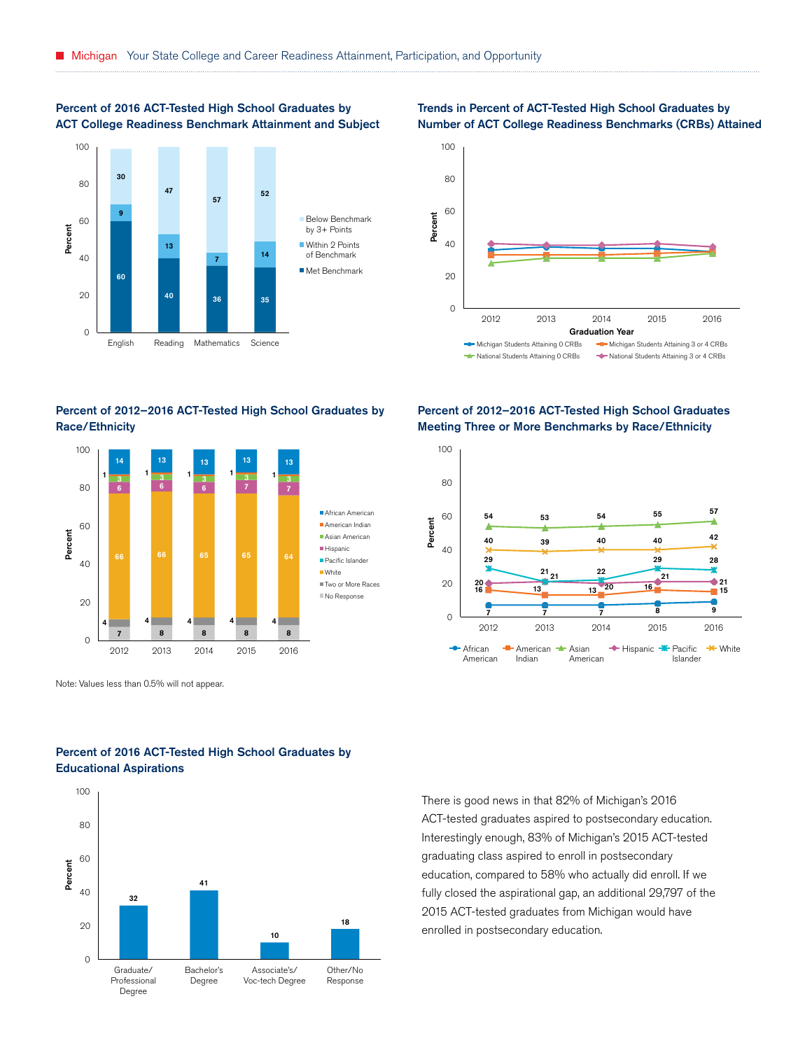## Percent of 2016 ACT-Tested High School Graduates by ACT College Readiness Benchmark Attainment and Subject

| Subject | Met Benchmark | Within 2 Points of Benchmark | Below Benchmark by 3+ Points |
|---|---|---|---|
| English | 60 | 9 | 30 |
| Reading | 40 | 13 | 47 |
| Mathematics | 36 | 7 | 57 |
| Science | 35 | 14 | 52 |

## Trends in Percent of ACT-Tested High School Graduates by Number of ACT College Readiness Benchmarks (CRBs) Attained

Legend: Michigan Students Attaining 0 CRBs; Michigan Students Attaining 3 or 4 CRBs; National Students Attaining 0 CRBs; National Students Attaining 3 or 4 CRBs

Graduation Year: 2012, 2013, 2014, 2015, 2016

## Percent of 2012–2016 ACT-Tested High School Graduates by Race/Ethnicity

| Race/Ethnicity | 2012 | 2013 | 2014 | 2015 | 2016 |
|---|---|---|---|---|---|
| African American | 14 | 13 | 13 | 13 | 13 |
| American Indian | 1 | 1 | 1 | 1 | 1 |
| Asian American | 3 | 3 | 3 | 3 | 3 |
| Hispanic | 6 | 6 | 6 | 7 | 7 |
| Pacific Islander | | | | | |
| White | 66 | 66 | 65 | 65 | 64 |
| Two or More Races | 4 | 4 | 4 | 4 | 4 |
| No Response | 7 | 8 | 8 | 8 | 8 |

Note: Values less than 0.5% will not appear.

## Percent of 2012–2016 ACT-Tested High School Graduates Meeting Three or More Benchmarks by Race/Ethnicity

| Race/Ethnicity | 2012 | 2013 | 2014 | 2015 | 2016 |
|---|---|---|---|---|---|
| African American | 7 | 7 | 7 | 8 | 9 |
| American Indian | 16 | 13 | 13 | 16 | 15 |
| Asian American | 54 | 53 | 54 | 55 | 57 |
| Hispanic | 20 | 21 | 20 | 21 | 21 |
| Pacific Islander | 29 | 21 | 22 | 29 | 28 |
| White | 40 | 39 | 40 | 40 | 42 |

## Percent of 2016 ACT-Tested High School Graduates by Educational Aspirations

| Educational Aspiration | Percent |
|---|---|
| Graduate/Professional Degree | 32 |
| Bachelor's Degree | 41 |
| Associate's/Voc-tech Degree | 10 |
| Other/No Response | 18 |

There is good news in that 82% of Michigan's 2016 ACT-tested graduates aspired to postsecondary education. Interestingly enough, 83% of Michigan's 2015 ACT-tested graduating class aspired to enroll in postsecondary education, compared to 58% who actually did enroll. If we fully closed the aspirational gap, an additional 29,797 of the 2015 ACT-tested graduates from Michigan would have enrolled in postsecondary education.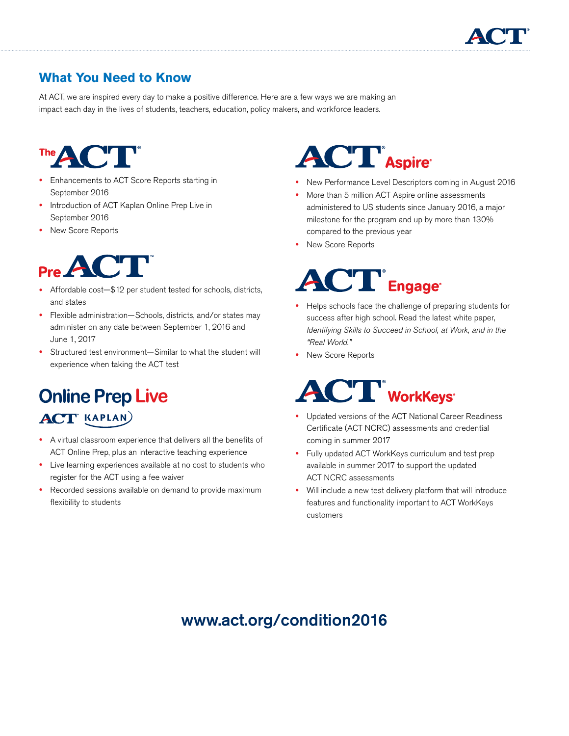## What You Need to Know

At ACT, we are inspired every day to make a positive difference. Here are a few ways we are making an impact each day in the lives of students, teachers, education, policy makers, and workforce leaders.

### The ACT®

- Enhancements to ACT Score Reports starting in September 2016
- Introduction of ACT Kaplan Online Prep Live in September 2016
- New Score Reports

### PreACT™

- Affordable cost—$12 per student tested for schools, districts, and states
- Flexible administration—Schools, districts, and/or states may administer on any date between September 1, 2016 and June 1, 2017
- Structured test environment—Similar to what the student will experience when taking the ACT test

### Online Prep Live

ACT® KAPLAN

- A virtual classroom experience that delivers all the benefits of ACT Online Prep, plus an interactive teaching experience
- Live learning experiences available at no cost to students who register for the ACT using a fee waiver
- Recorded sessions available on demand to provide maximum flexibility to students

### ACT® Aspire®

- New Performance Level Descriptors coming in August 2016
- More than 5 million ACT Aspire online assessments administered to US students since January 2016, a major milestone for the program and up by more than 130% compared to the previous year
- New Score Reports

### ACT® Engage®

- Helps schools face the challenge of preparing students for success after high school. Read the latest white paper, *Identifying Skills to Succeed in School, at Work, and in the "Real World."*
- New Score Reports

### ACT® WorkKeys®

- Updated versions of the ACT National Career Readiness Certificate (ACT NCRC) assessments and credential coming in summer 2017
- Fully updated ACT WorkKeys curriculum and test prep available in summer 2017 to support the updated ACT NCRC assessments
- Will include a new test delivery platform that will introduce features and functionality important to ACT WorkKeys customers

**www.act.org/condition2016**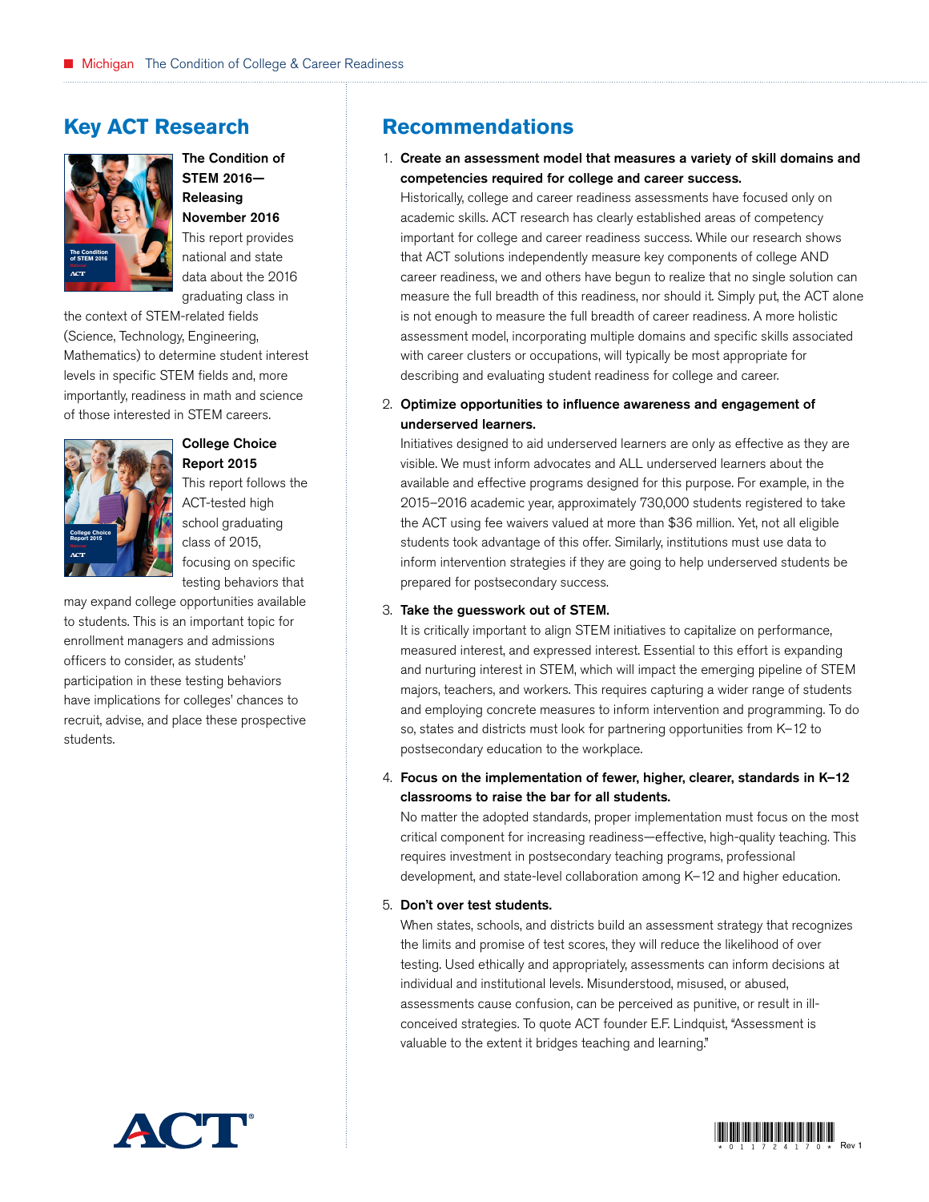## Key ACT Research

**The Condition of STEM 2016—Releasing November 2016**

This report provides national and state data about the 2016 graduating class in the context of STEM-related fields (Science, Technology, Engineering, Mathematics) to determine student interest levels in specific STEM fields and, more importantly, readiness in math and science of those interested in STEM careers.

**College Choice Report 2015**

This report follows the ACT-tested high school graduating class of 2015, focusing on specific testing behaviors that may expand college opportunities available to students. This is an important topic for enrollment managers and admissions officers to consider, as students' participation in these testing behaviors have implications for colleges' chances to recruit, advise, and place these prospective students.

## Recommendations

1. **Create an assessment model that measures a variety of skill domains and competencies required for college and career success.**
   Historically, college and career readiness assessments have focused only on academic skills. ACT research has clearly established areas of competency important for college and career readiness success. While our research shows that ACT solutions independently measure key components of college AND career readiness, we and others have begun to realize that no single solution can measure the full breadth of this readiness, nor should it. Simply put, the ACT alone is not enough to measure the full breadth of career readiness. A more holistic assessment model, incorporating multiple domains and specific skills associated with career clusters or occupations, will typically be most appropriate for describing and evaluating student readiness for college and career.

2. **Optimize opportunities to influence awareness and engagement of underserved learners.**
   Initiatives designed to aid underserved learners are only as effective as they are visible. We must inform advocates and ALL underserved learners about the available and effective programs designed for this purpose. For example, in the 2015–2016 academic year, approximately 730,000 students registered to take the ACT using fee waivers valued at more than $36 million. Yet, not all eligible students took advantage of this offer. Similarly, institutions must use data to inform intervention strategies if they are going to help underserved students be prepared for postsecondary success.

3. **Take the guesswork out of STEM.**
   It is critically important to align STEM initiatives to capitalize on performance, measured interest, and expressed interest. Essential to this effort is expanding and nurturing interest in STEM, which will impact the emerging pipeline of STEM majors, teachers, and workers. This requires capturing a wider range of students and employing concrete measures to inform intervention and programming. To do so, states and districts must look for partnering opportunities from K–12 to postsecondary education to the workplace.

4. **Focus on the implementation of fewer, higher, clearer, standards in K–12 classrooms to raise the bar for all students.**
   No matter the adopted standards, proper implementation must focus on the most critical component for increasing readiness—effective, high-quality teaching. This requires investment in postsecondary teaching programs, professional development, and state-level collaboration among K–12 and higher education.

5. **Don't over test students.**
   When states, schools, and districts build an assessment strategy that recognizes the limits and promise of test scores, they will reduce the likelihood of over testing. Used ethically and appropriately, assessments can inform decisions at individual and institutional levels. Misunderstood, misused, or abused, assessments cause confusion, can be perceived as punitive, or result in ill-conceived strategies. To quote ACT founder E.F. Lindquist, "Assessment is valuable to the extent it bridges teaching and learning."